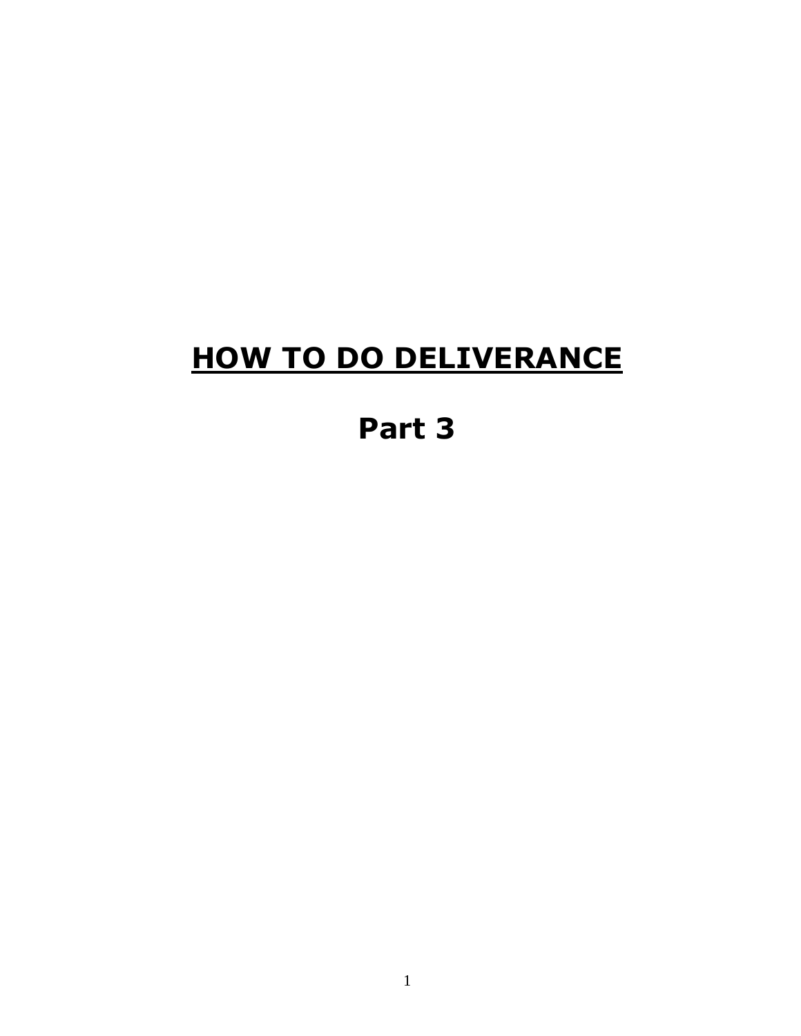# HOW TO DO DELIVERANCE

## Part 3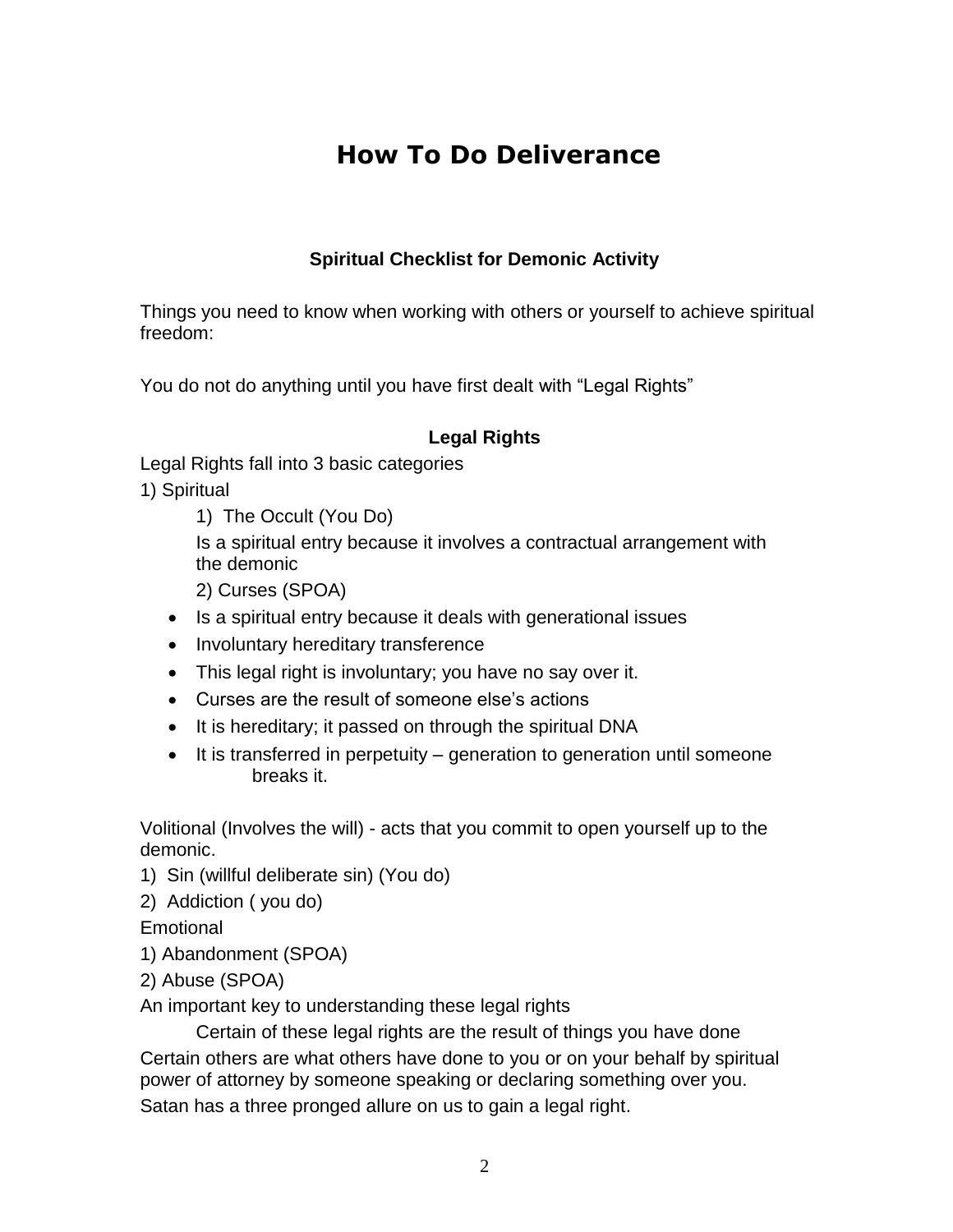# How To Do Deliverance

### Spiritual Checklist for Demonic Activity

Things you need to know when working with others or yourself to achieve spiritual freedom:

You do not do anything until you have first dealt with "Legal Rights"

### Legal Rights

Legal Rights fall into 3 basic categories

1) Spiritual

    1) The Occult (You Do)

    Is a spiritual entry because it involves a contractual arrangement with the demonic

    2) Curses (SPOA)

- Is a spiritual entry because it deals with generational issues
- Involuntary hereditary transference
- This legal right is involuntary; you have no say over it.
- Curses are the result of someone else's actions
- It is hereditary; it passed on through the spiritual DNA
- It is transferred in perpetuity – generation to generation until someone breaks it.

Volitional (Involves the will) - acts that you commit to open yourself up to the demonic.

1) Sin (willful deliberate sin) (You do)
2) Addiction ( you do)

Emotional

1) Abandonment (SPOA)
2) Abuse (SPOA)

An important key to understanding these legal rights

Certain of these legal rights are the result of things you have done

Certain others are what others have done to you or on your behalf by spiritual power of attorney by someone speaking or declaring something over you.

Satan has a three pronged allure on us to gain a legal right.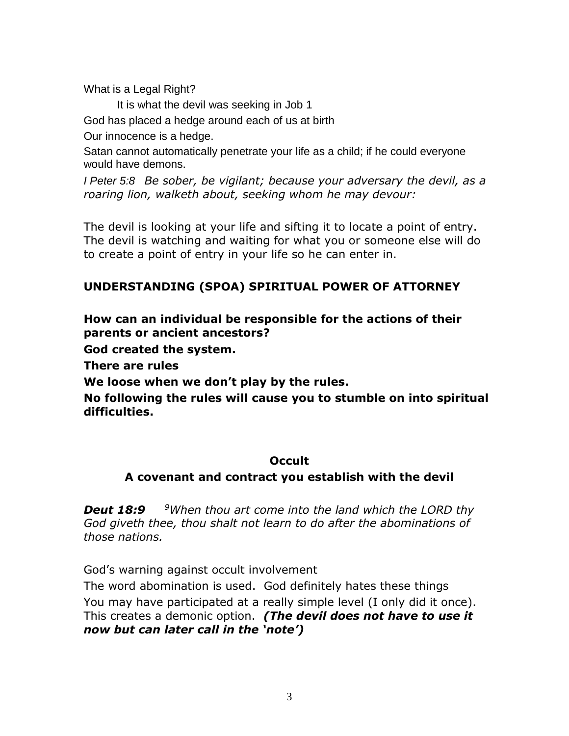What is a Legal Right?

It is what the devil was seeking in Job 1

God has placed a hedge around each of us at birth

Our innocence is a hedge.

Satan cannot automatically penetrate your life as a child; if he could everyone would have demons.

*I Peter 5:8 Be sober, be vigilant; because your adversary the devil, as a roaring lion, walketh about, seeking whom he may devour:*

The devil is looking at your life and sifting it to locate a point of entry. The devil is watching and waiting for what you or someone else will do to create a point of entry in your life so he can enter in.

**UNDERSTANDING (SPOA) SPIRITUAL POWER OF ATTORNEY**

**How can an individual be responsible for the actions of their parents or ancient ancestors?**

**God created the system.**

**There are rules**

**We loose when we don't play by the rules.**

**No following the rules will cause you to stumble on into spiritual difficulties.**

**Occult**

**A covenant and contract you establish with the devil**

***Deut 18:9*** *[9]When thou art come into the land which the LORD thy God giveth thee, thou shalt not learn to do after the abominations of those nations.*

God's warning against occult involvement

The word abomination is used. God definitely hates these things

You may have participated at a really simple level (I only did it once). This creates a demonic option. ***(The devil does not have to use it now but can later call in the 'note')***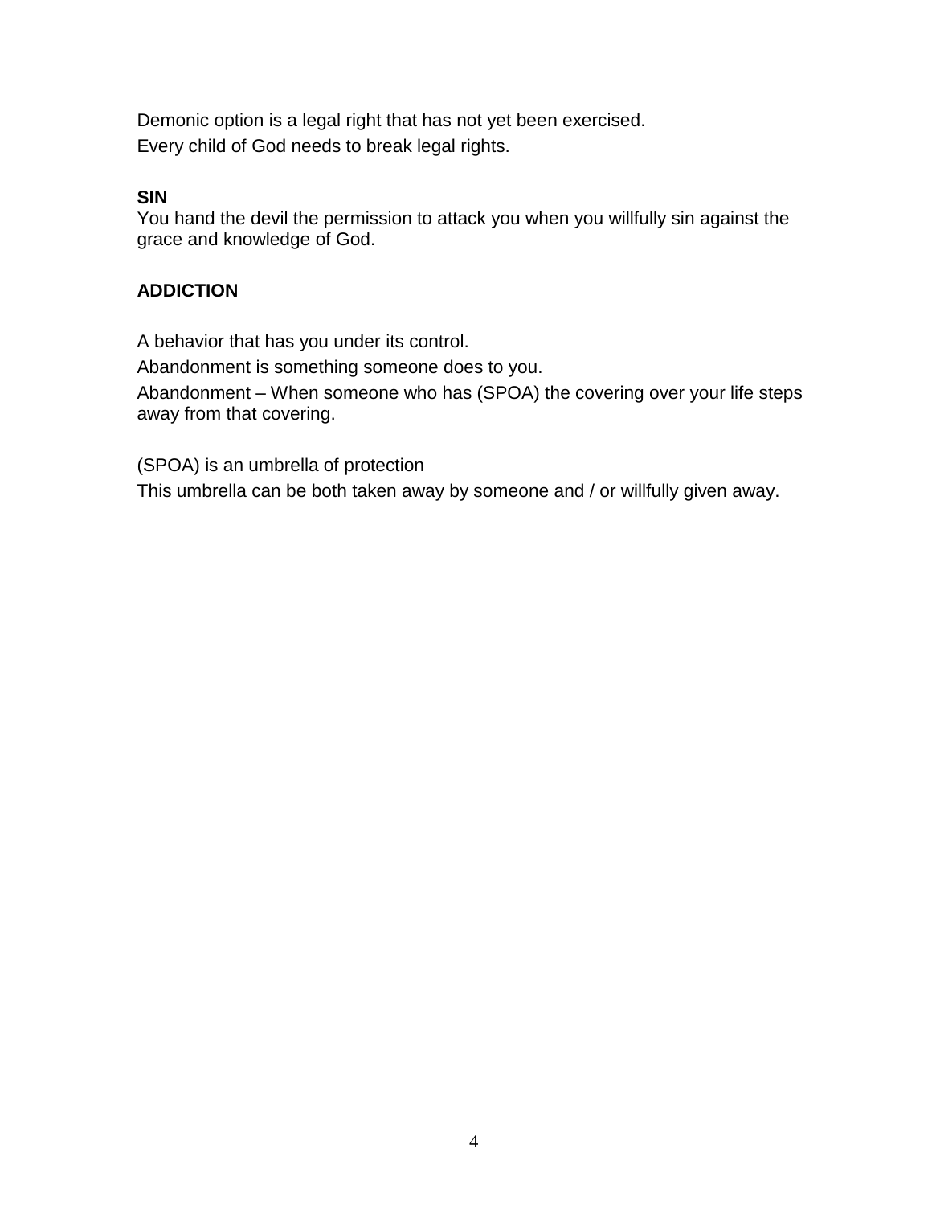Demonic option is a legal right that has not yet been exercised.

Every child of God needs to break legal rights.

**SIN**

You hand the devil the permission to attack you when you willfully sin against the grace and knowledge of God.

**ADDICTION**

A behavior that has you under its control.

Abandonment is something someone does to you.

Abandonment – When someone who has (SPOA) the covering over your life steps away from that covering.

(SPOA) is an umbrella of protection

This umbrella can be both taken away by someone and / or willfully given away.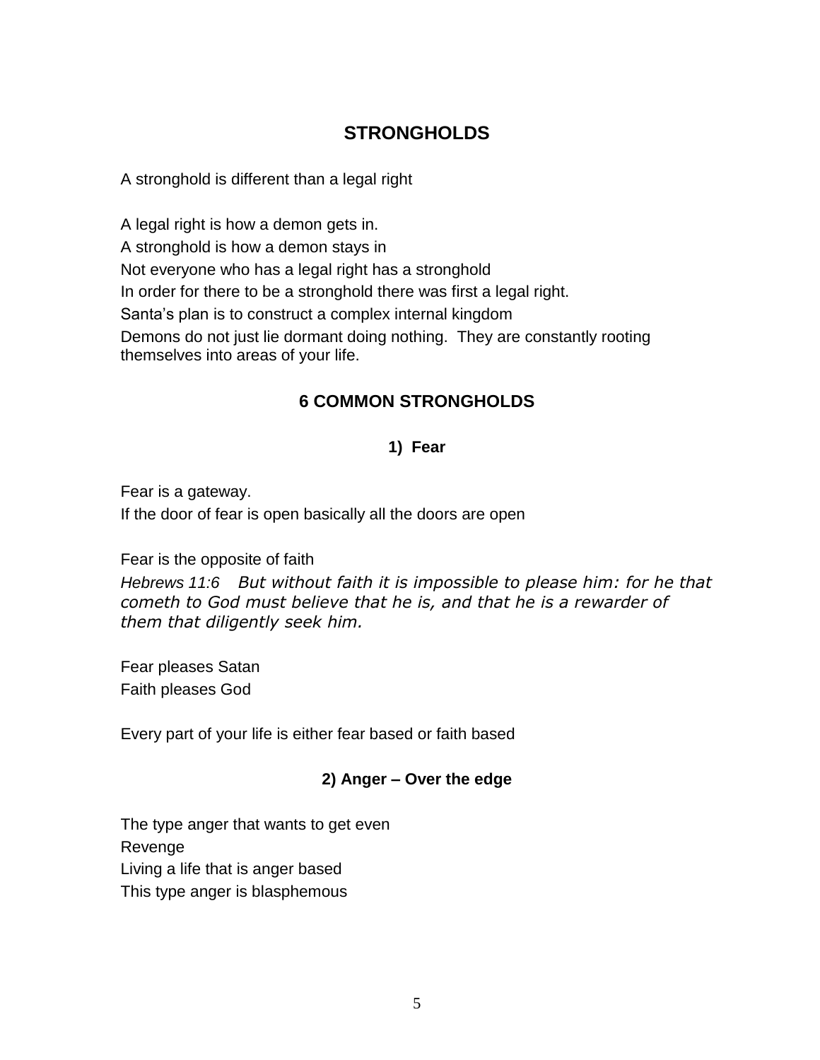# STRONGHOLDS

A stronghold is different than a legal right

A legal right is how a demon gets in.

A stronghold is how a demon stays in

Not everyone who has a legal right has a stronghold

In order for there to be a stronghold there was first a legal right.

Santa's plan is to construct a complex internal kingdom

Demons do not just lie dormant doing nothing. They are constantly rooting themselves into areas of your life.

## 6 COMMON STRONGHOLDS

### 1) Fear

Fear is a gateway.

If the door of fear is open basically all the doors are open

Fear is the opposite of faith

*Hebrews 11:6 But without faith it is impossible to please him: for he that cometh to God must believe that he is, and that he is a rewarder of them that diligently seek him.*

Fear pleases Satan

Faith pleases God

Every part of your life is either fear based or faith based

### 2) Anger – Over the edge

The type anger that wants to get even

Revenge

Living a life that is anger based

This type anger is blasphemous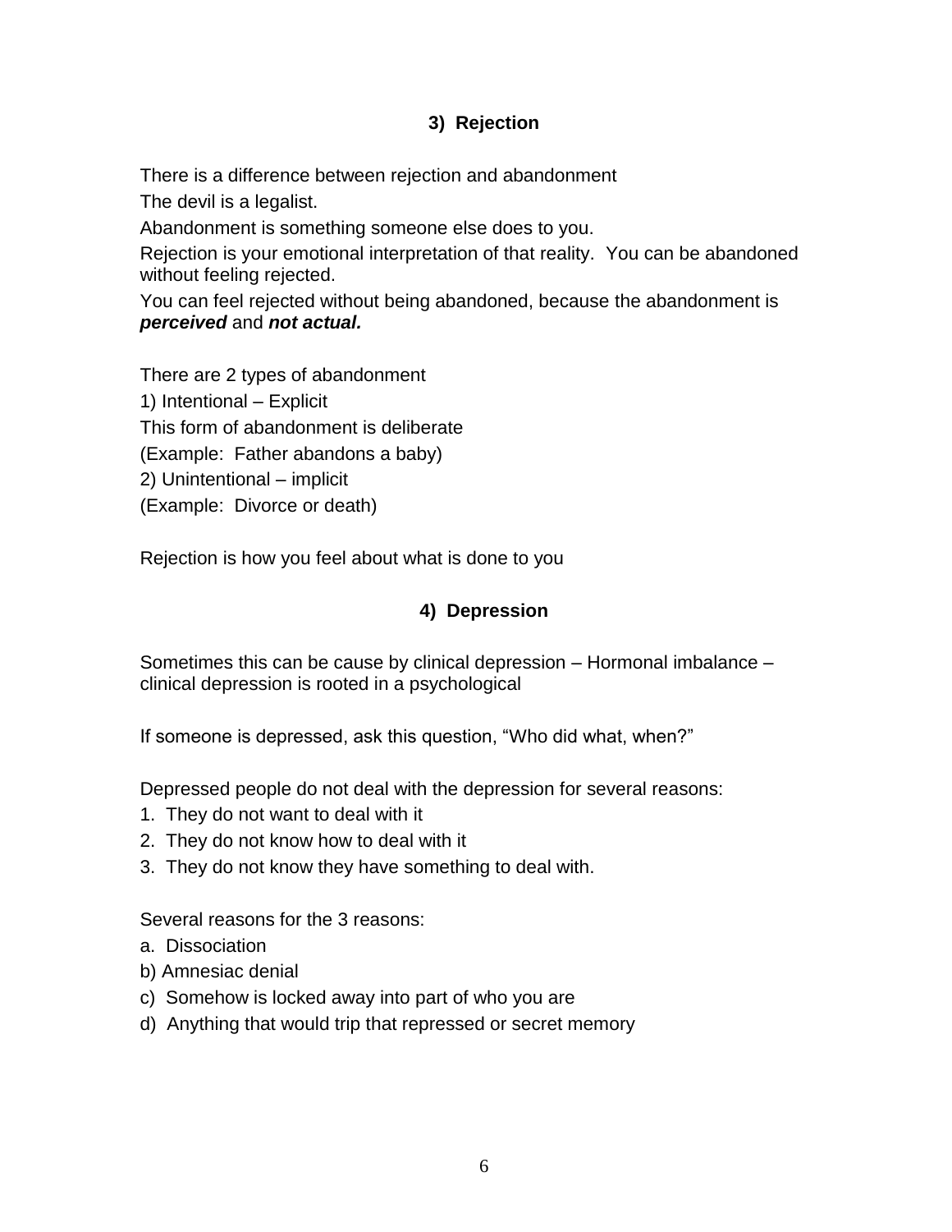### 3) Rejection

There is a difference between rejection and abandonment

The devil is a legalist.

Abandonment is something someone else does to you.

Rejection is your emotional interpretation of that reality. You can be abandoned without feeling rejected.

You can feel rejected without being abandoned, because the abandonment is ***perceived*** and ***not actual.***

There are 2 types of abandonment

1) Intentional – Explicit

This form of abandonment is deliberate

(Example: Father abandons a baby)

2) Unintentional – implicit

(Example: Divorce or death)

Rejection is how you feel about what is done to you

### 4) Depression

Sometimes this can be cause by clinical depression – Hormonal imbalance – clinical depression is rooted in a psychological

If someone is depressed, ask this question, "Who did what, when?"

Depressed people do not deal with the depression for several reasons:

1. They do not want to deal with it
2. They do not know how to deal with it
3. They do not know they have something to deal with.

Several reasons for the 3 reasons:

a. Dissociation

b) Amnesiac denial

c) Somehow is locked away into part of who you are

d) Anything that would trip that repressed or secret memory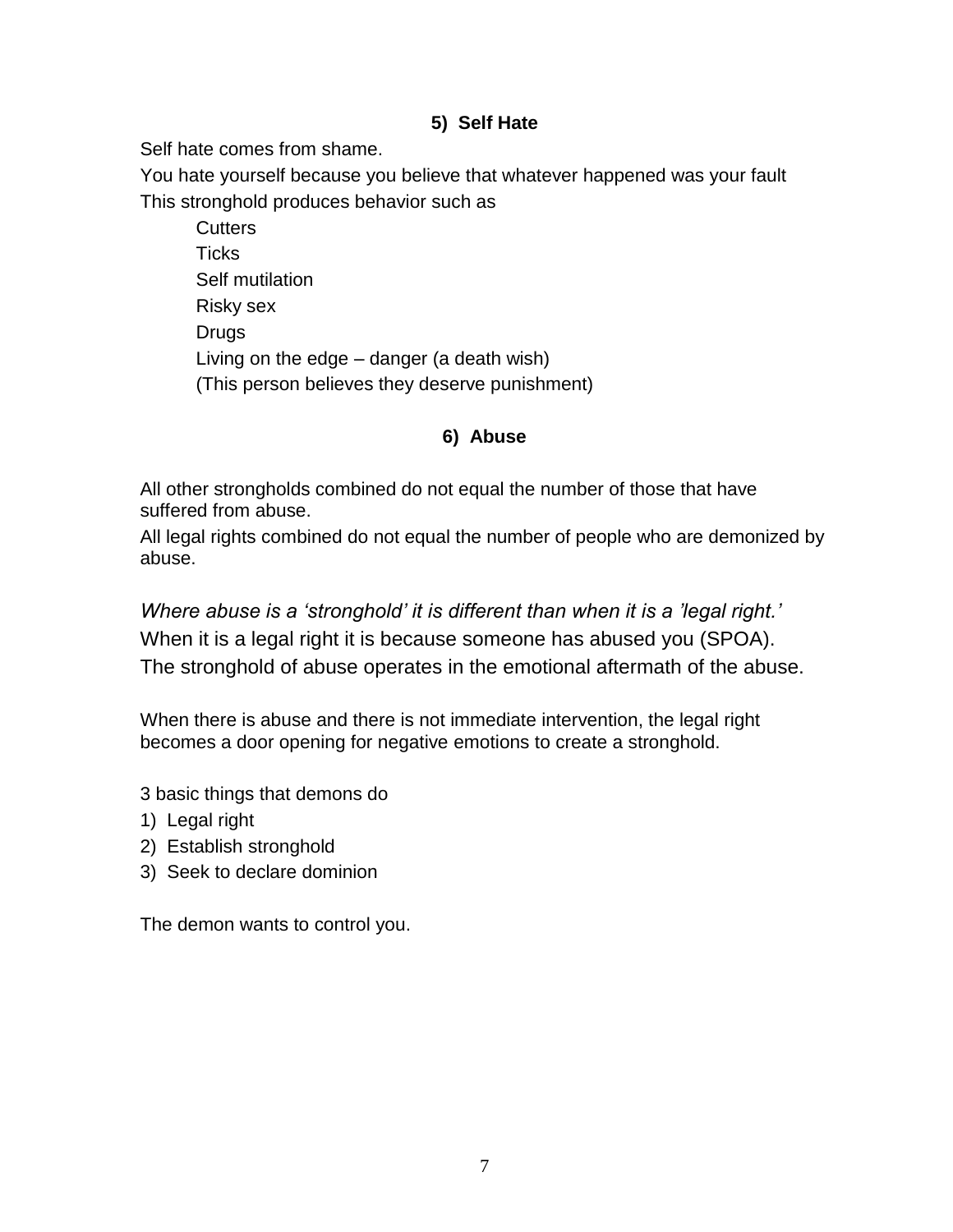### 5) Self Hate

Self hate comes from shame.

You hate yourself because you believe that whatever happened was your fault

This stronghold produces behavior such as

- Cutters
- Ticks
- Self mutilation
- Risky sex
- Drugs
- Living on the edge – danger (a death wish)
- (This person believes they deserve punishment)

### 6) Abuse

All other strongholds combined do not equal the number of those that have suffered from abuse.

All legal rights combined do not equal the number of people who are demonized by abuse.

*Where abuse is a 'stronghold' it is different than when it is a 'legal right.'*

When it is a legal right it is because someone has abused you (SPOA).

The stronghold of abuse operates in the emotional aftermath of the abuse.

When there is abuse and there is not immediate intervention, the legal right becomes a door opening for negative emotions to create a stronghold.

3 basic things that demons do

1) Legal right
2) Establish stronghold
3) Seek to declare dominion

The demon wants to control you.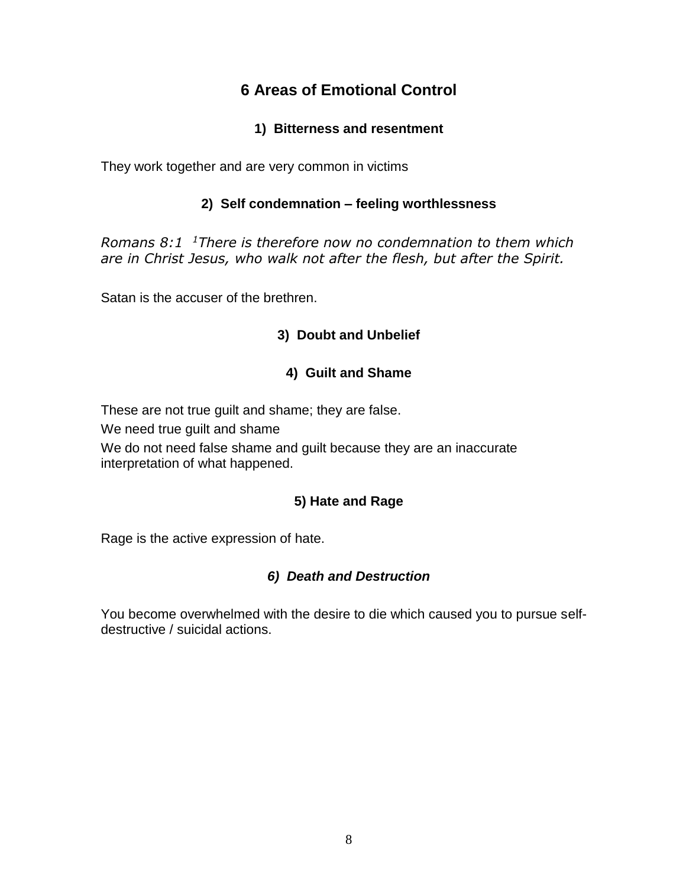# 6 Areas of Emotional Control

### 1) Bitterness and resentment

They work together and are very common in victims

### 2) Self condemnation – feeling worthlessness

*Romans 8:1 [1]There is therefore now no condemnation to them which are in Christ Jesus, who walk not after the flesh, but after the Spirit.*

Satan is the accuser of the brethren.

### 3) Doubt and Unbelief

### 4) Guilt and Shame

These are not true guilt and shame; they are false.

We need true guilt and shame

We do not need false shame and guilt because they are an inaccurate interpretation of what happened.

### 5) Hate and Rage

Rage is the active expression of hate.

### *6) Death and Destruction*

You become overwhelmed with the desire to die which caused you to pursue self-destructive / suicidal actions.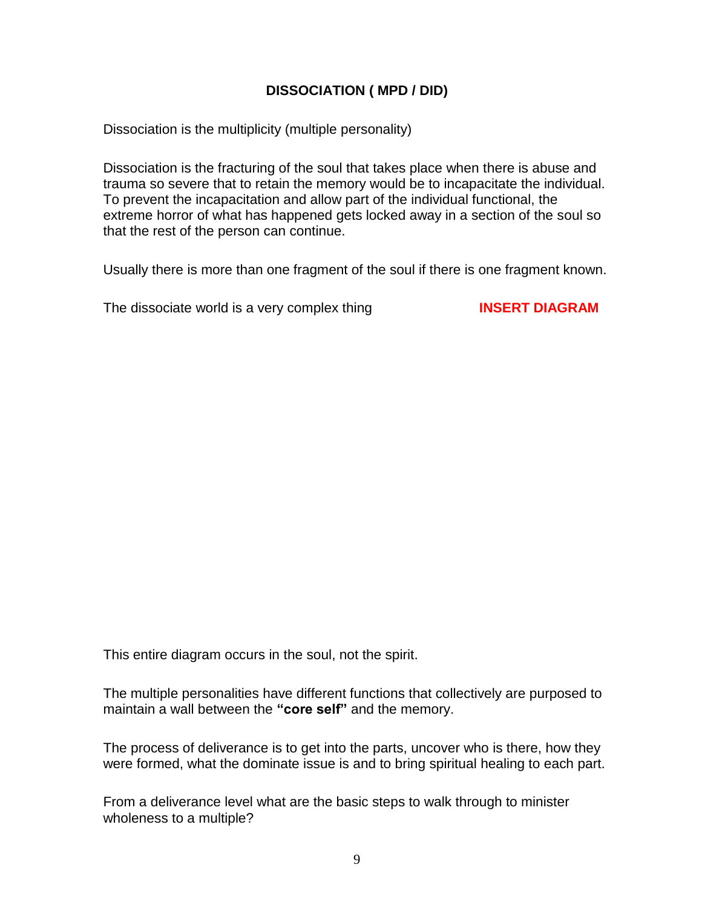## DISSOCIATION ( MPD / DID)

Dissociation is the multiplicity (multiple personality)

Dissociation is the fracturing of the soul that takes place when there is abuse and trauma so severe that to retain the memory would be to incapacitate the individual. To prevent the incapacitation and allow part of the individual functional, the extreme horror of what has happened gets locked away in a section of the soul so that the rest of the person can continue.

Usually there is more than one fragment of the soul if there is one fragment known.

The dissociate world is a very complex thing **INSERT DIAGRAM**

This entire diagram occurs in the soul, not the spirit.

The multiple personalities have different functions that collectively are purposed to maintain a wall between the **"core self"** and the memory.

The process of deliverance is to get into the parts, uncover who is there, how they were formed, what the dominate issue is and to bring spiritual healing to each part.

From a deliverance level what are the basic steps to walk through to minister wholeness to a multiple?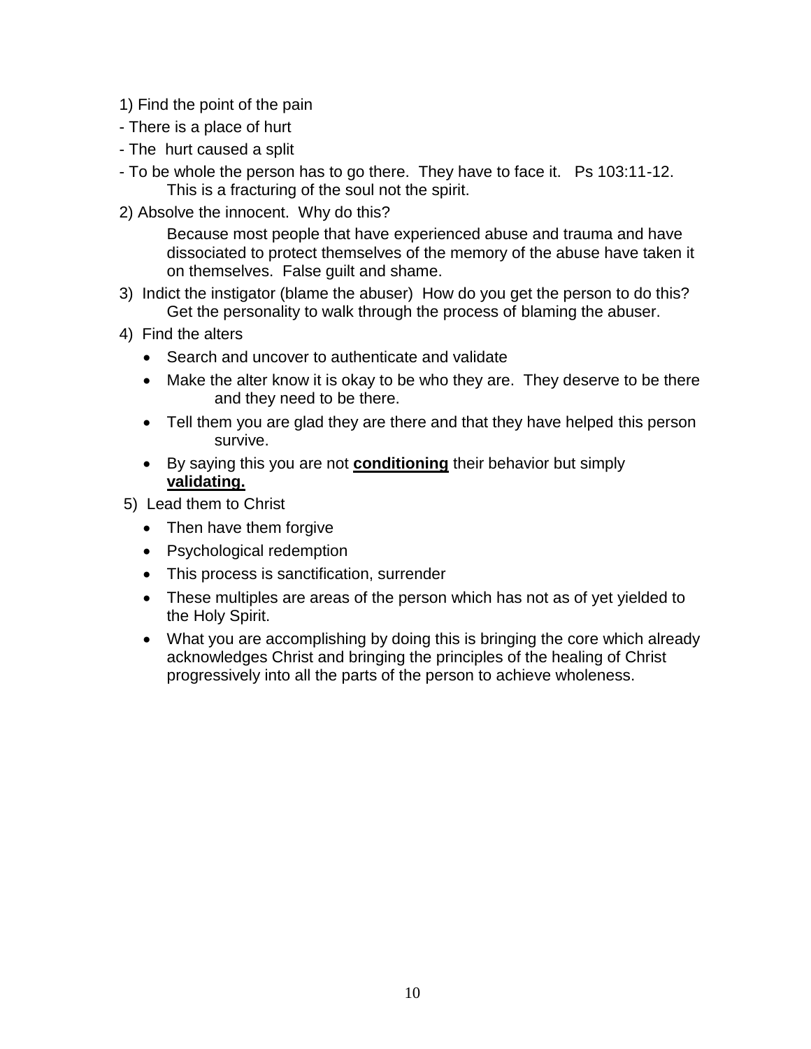1) Find the point of the pain

- There is a place of hurt
- The hurt caused a split
- To be whole the person has to go there. They have to face it. Ps 103:11-12. This is a fracturing of the soul not the spirit.

2) Absolve the innocent. Why do this?

Because most people that have experienced abuse and trauma and have dissociated to protect themselves of the memory of the abuse have taken it on themselves. False guilt and shame.

3) Indict the instigator (blame the abuser) How do you get the person to do this? Get the personality to walk through the process of blaming the abuser.

4) Find the alters

- Search and uncover to authenticate and validate
- Make the alter know it is okay to be who they are. They deserve to be there and they need to be there.
- Tell them you are glad they are there and that they have helped this person survive.
- By saying this you are not **conditioning** their behavior but simply **validating.**

5) Lead them to Christ

- Then have them forgive
- Psychological redemption
- This process is sanctification, surrender
- These multiples are areas of the person which has not as of yet yielded to the Holy Spirit.
- What you are accomplishing by doing this is bringing the core which already acknowledges Christ and bringing the principles of the healing of Christ progressively into all the parts of the person to achieve wholeness.